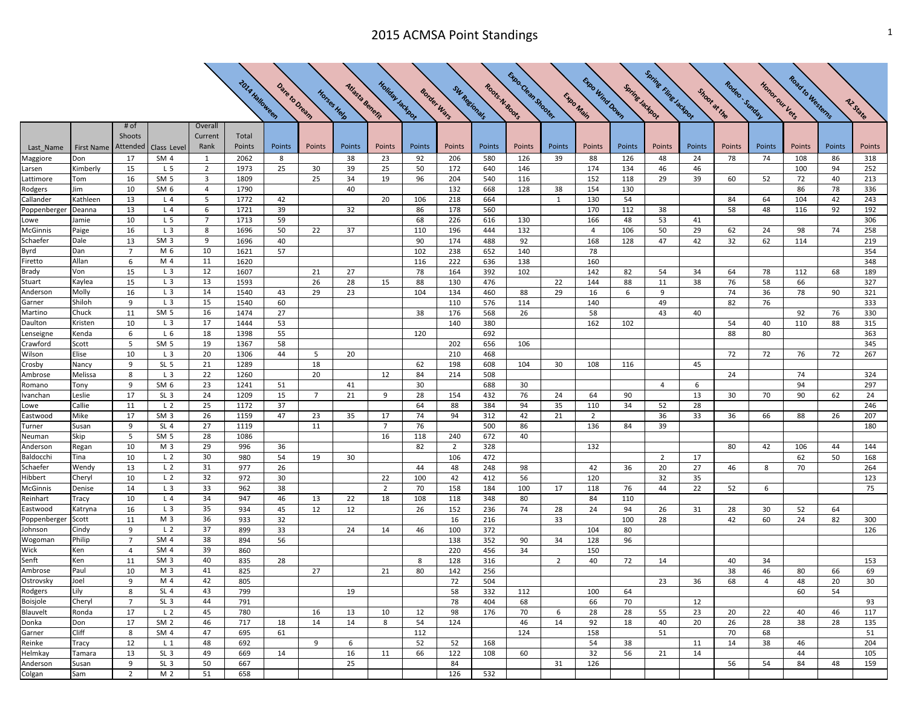# 2015 ACMSA Point Standings

| Last_Name | First Name | # of Shoots Attended | Class Level | Overall Current Rank | Total Points | 2014 Halloween | Dare to Dream | Horses Help | Atlasta Benefit | Holiday Jackpot | Border Wars | SW Regionals | Roots-N-Boots | Expo-Clean Shooter | Expo Main | Expo Wind Down | Spring Jackpot | Spring Fling Jackpot | Shoot at the | Rodeo - Sunday | Honor our Vets | Road to Westerns | AZ State |
|---|---|---|---|---|---|---|---|---|---|---|---|---|---|---|---|---|---|---|---|---|---|---|---|
| | | | | | | Points | Points | Points | Points | Points | Points | Points | Points | Points | Points | Points | Points | Points | Points | Points | Points | Points | Points |
| Maggiore | Don | 17 | SM 4 | 1 | 2062 | 8 | | 38 | 23 | 92 | 206 | 580 | 126 | 39 | 88 | 126 | 48 | 24 | 78 | 74 | 108 | 86 | 318 |
| Larsen | Kimberly | 15 | L 5 | 2 | 1973 | 25 | 30 | 39 | 25 | 50 | 172 | 640 | 146 | | 174 | 134 | 46 | 46 | | | 100 | 94 | 252 |
| Lattimore | Tom | 16 | SM 5 | 3 | 1809 | | 25 | 34 | 19 | 96 | 204 | 540 | 116 | | 152 | 118 | 29 | 39 | 60 | 52 | 72 | 40 | 213 |
| Rodgers | Jim | 10 | SM 6 | 4 | 1790 | | | 40 | | | 132 | 668 | 128 | 38 | 154 | 130 | | | | | 86 | 78 | 336 |
| Callander | Kathleen | 13 | L 4 | 5 | 1772 | 42 | | | 20 | 106 | 218 | 664 | | 1 | 130 | 54 | | | 84 | 64 | 104 | 42 | 243 |
| Poppenberger | Deanna | 13 | L 4 | 6 | 1721 | 39 | | 32 | | 86 | 178 | 560 | | | 170 | 112 | 38 | | 58 | 48 | 116 | 92 | 192 |
| Lowe | Jamie | 10 | L 5 | 7 | 1713 | 59 | | | | 68 | 226 | 616 | 130 | | 166 | 48 | 53 | 41 | | | | | 306 |
| McGinnis | Paige | 16 | L 3 | 8 | 1696 | 50 | 22 | 37 | | 110 | 196 | 444 | 132 | | 4 | 106 | 50 | 29 | 62 | 24 | 98 | 74 | 258 |
| Schaefer | Dale | 13 | SM 3 | 9 | 1696 | 40 | | | | 90 | 174 | 488 | 92 | | 168 | 128 | 47 | 42 | 32 | 62 | 114 | | 219 |
| Byrd | Dan | 7 | M 6 | 10 | 1621 | 57 | | | | 102 | 238 | 652 | 140 | | 78 | | | | | | | | 354 |
| Firetto | Allan | 6 | M 4 | 11 | 1620 | | | | | 116 | 222 | 636 | 138 | | 160 | | | | | | | | 348 |
| Brady | Von | 15 | L 3 | 12 | 1607 | | 21 | 27 | | 78 | 164 | 392 | 102 | | 142 | 82 | 54 | 34 | 64 | 78 | 112 | 68 | 189 |
| Stuart | Kaylea | 15 | L 3 | 13 | 1593 | | 26 | 28 | 15 | 88 | 130 | 476 | | 22 | 144 | 88 | 11 | 38 | 76 | 58 | 66 | | 327 |
| Anderson | Molly | 16 | L 3 | 14 | 1540 | 43 | 29 | 23 | | 104 | 134 | 460 | 88 | 29 | 16 | 6 | 9 | | 74 | 36 | 78 | 90 | 321 |
| Garner | Shiloh | 9 | L 3 | 15 | 1540 | 60 | | | | | 110 | 576 | 114 | | 140 | | 49 | | 82 | 76 | | | 333 |
| Martino | Chuck | 11 | SM 5 | 16 | 1474 | 27 | | | | 38 | 176 | 568 | 26 | | 58 | | 43 | 40 | | | 92 | 76 | 330 |
| Daulton | Kristen | 10 | L 3 | 17 | 1444 | 53 | | | | | 140 | 380 | | | 162 | 102 | | | 54 | 40 | 110 | 88 | 315 |
| Lenseigne | Kenda | 6 | L 6 | 18 | 1398 | 55 | | | | 120 | | 692 | | | | | | | 88 | 80 | | | 363 |
| Crawford | Scott | 5 | SM 5 | 19 | 1367 | 58 | | | | | 202 | 656 | 106 | | | | | | | | | | 345 |
| Wilson | Elise | 10 | L 3 | 20 | 1306 | 44 | 5 | 20 | | | 210 | 468 | | | | | | | 72 | 72 | 76 | 72 | 267 |
| Crosby | Nancy | 9 | SL 5 | 21 | 1289 | | 18 | | | 62 | 198 | 608 | 104 | 30 | 108 | 116 | | 45 | | | | | |
| Ambrose | Melissa | 8 | L 3 | 22 | 1260 | | 20 | | 12 | 84 | 214 | 508 | | | | | | | 24 | | 74 | | 324 |
| Romano | Tony | 9 | SM 6 | 23 | 1241 | 51 | | 41 | | 30 | | 688 | 30 | | | | 4 | 6 | | | 94 | | 297 |
| Ivanchan | Leslie | 17 | SL 3 | 24 | 1209 | 15 | 7 | 21 | 9 | 28 | 154 | 432 | 76 | 24 | 64 | 90 | | 13 | 30 | 70 | 90 | 62 | 24 |
| Lowe | Callie | 11 | L 2 | 25 | 1172 | 37 | | | | 64 | 88 | 384 | 94 | 35 | 110 | 34 | 52 | 28 | | | | | 246 |
| Eastwood | Mike | 17 | SM 3 | 26 | 1159 | 47 | 23 | 35 | 17 | 74 | 94 | 312 | 42 | 21 | 2 | | 36 | 33 | 36 | 66 | 88 | 26 | 207 |
| Turner | Susan | 9 | SL 4 | 27 | 1119 | | 11 | | 7 | 76 | | 500 | 86 | | 136 | 84 | 39 | | | | | | 180 |
| Neuman | Skip | 5 | SM 5 | 28 | 1086 | | | | 16 | 118 | 240 | 672 | 40 | | | | | | | | | | |
| Anderson | Regan | 10 | M 3 | 29 | 996 | 36 | | | | 82 | 2 | 328 | | | 132 | | | | 80 | 42 | 106 | 44 | 144 |
| Baldocchi | Tina | 10 | L 2 | 30 | 980 | 54 | 19 | 30 | | | 106 | 472 | | | | | 2 | 17 | | | 62 | 50 | 168 |
| Schaefer | Wendy | 13 | L 2 | 31 | 977 | 26 | | | | 44 | 48 | 248 | 98 | | 42 | 36 | 20 | 27 | 46 | 8 | 70 | | 264 |
| Hibbert | Cheryl | 10 | L 2 | 32 | 972 | 30 | | | 22 | 100 | 42 | 412 | 56 | | 120 | | 32 | 35 | | | | | 123 |
| McGinnis | Denise | 14 | L 3 | 33 | 962 | 38 | | | 2 | 70 | 158 | 184 | 100 | 17 | 118 | 76 | 44 | 22 | 52 | 6 | | | 75 |
| Reinhart | Tracy | 10 | L 4 | 34 | 947 | 46 | 13 | 22 | 18 | 108 | 118 | 348 | 80 | | 84 | 110 | | | | | | | |
| Eastwood | Katryna | 16 | L 3 | 35 | 934 | 45 | 12 | 12 | | 26 | 152 | 236 | 74 | 28 | 24 | 94 | 26 | 31 | 28 | 30 | 52 | 64 | |
| Poppenberger | Scott | 11 | M 3 | 36 | 933 | 32 | | | | | 16 | 216 | | 33 | | 100 | 28 | | 42 | 60 | 24 | 82 | 300 |
| Johnson | Cindy | 9 | L 2 | 37 | 899 | 33 | | 24 | 14 | 46 | 100 | 372 | | | 104 | 80 | | | | | | | 126 |
| Wogoman | Philip | 7 | SM 4 | 38 | 894 | 56 | | | | | 138 | 352 | 90 | 34 | 128 | 96 | | | | | | | |
| Wick | Ken | 4 | SM 4 | 39 | 860 | | | | | | 220 | 456 | 34 | | 150 | | | | | | | | |
| Senft | Ken | 11 | SM 3 | 40 | 835 | 28 | | | | 8 | 128 | 316 | | 2 | 40 | 72 | 14 | | 40 | 34 | | | 153 |
| Ambrose | Paul | 10 | M 3 | 41 | 825 | | 27 | | 21 | 80 | 142 | 256 | | | | | | | 38 | 46 | 80 | 66 | 69 |
| Ostrovsky | Joel | 9 | M 4 | 42 | 805 | | | | | | 72 | 504 | | | | | 23 | 36 | 68 | 4 | 48 | 20 | 30 |
| Rodgers | Lily | 8 | SL 4 | 43 | 799 | | | 19 | | | 58 | 332 | 112 | | 100 | 64 | | | | | 60 | 54 | |
| Boisjole | Cheryl | 7 | SL 3 | 44 | 791 | | | | | | 78 | 404 | 68 | | 66 | 70 | | 12 | | | | | 93 |
| Blauvelt | Ronda | 17 | L 2 | 45 | 780 | | 16 | 13 | 10 | 12 | 98 | 176 | 70 | 6 | 28 | 28 | 55 | 23 | 20 | 22 | 40 | 46 | 117 |
| Donka | Don | 17 | SM 2 | 46 | 717 | 18 | 14 | 14 | 8 | 54 | 124 | | 46 | 14 | 92 | 18 | 40 | 20 | 26 | 28 | 38 | 28 | 135 |
| Garner | Cliff | 8 | SM 4 | 47 | 695 | 61 | | | | 112 | | | 124 | | 158 | | 51 | | 70 | 68 | | | 51 |
| Reinke | Tracy | 12 | L 1 | 48 | 692 | | 9 | 6 | | 52 | 52 | 168 | | | 54 | 38 | | 11 | 14 | 38 | 46 | | 204 |
| Helmkay | Tamara | 13 | SL 3 | 49 | 669 | 14 | | 16 | 11 | 66 | 122 | 108 | 60 | | 32 | 56 | 21 | 14 | | | 44 | | 105 |
| Anderson | Susan | 9 | SL 3 | 50 | 667 | | | 25 | | | 84 | | | 31 | 126 | | | | 56 | 54 | 84 | 48 | 159 |
| Colgan | Sam | 2 | M 2 | 51 | 658 | | | | | | 126 | 532 | | | | | | | | | | | |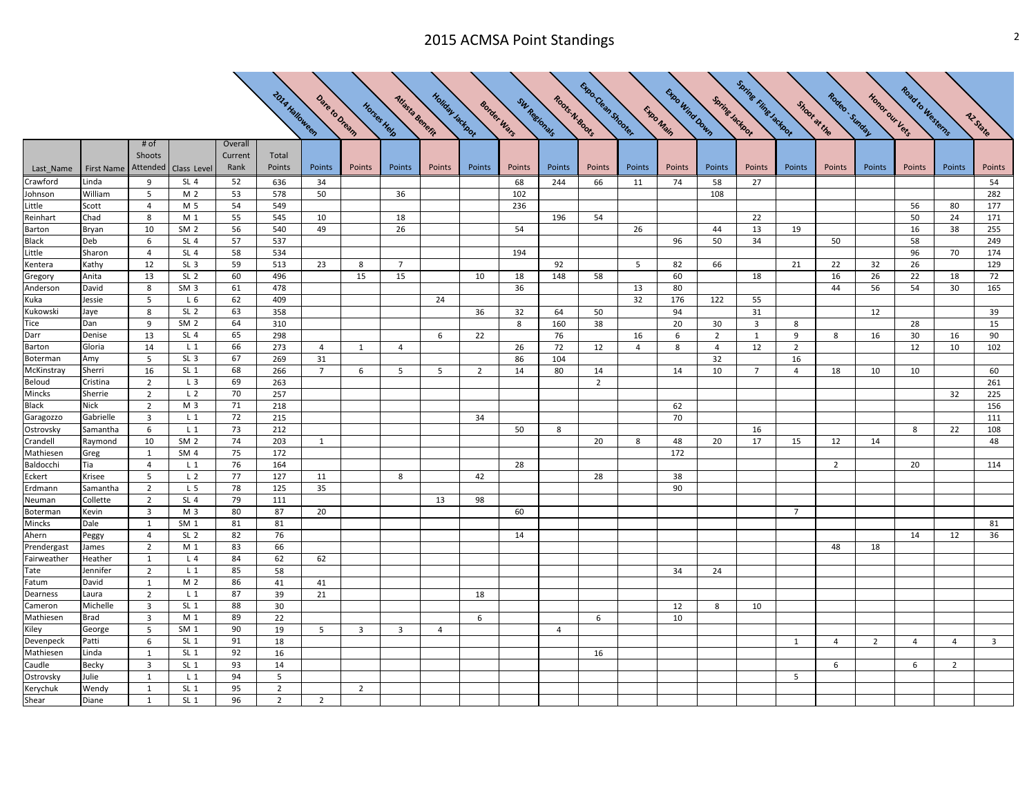# 2015 ACMSA Point Standings

| | | | | | | 2014 Halloween | Dare to Dream | Horses Help | Atlasta Benefit | Holiday Jackpot | Border Wars | SW Regionals | Roots-N-Boots | Expo-Clean Shooter | Expo Main | Expo Wind Down | Spring Jackpot | Spring Fling Jackpot | Shoot at the | Rodeo - Sunday | Honor our Vets | Road to Westerns | AZ State |
|---|---|---|---|---|---|---|---|---|---|---|---|---|---|---|---|---|---|---|---|---|---|---|---|
| Last_Name | First Name | # of Shoots Attended | Class Level | Overall Current Rank | Total Points | Points | Points | Points | Points | Points | Points | Points | Points | Points | Points | Points | Points | Points | Points | Points | Points | Points | Points |
| Crawford | Linda | 9 | SL 4 | 52 | 636 | 34 | | | | | 68 | 244 | 66 | 11 | 74 | 58 | 27 | | | | | | 54 |
| Johnson | William | 5 | M 2 | 53 | 578 | 50 | | 36 | | | 102 | | | | | 108 | | | | | | | 282 |
| Little | Scott | 4 | M 5 | 54 | 549 | | | | | | 236 | | | | | | | | | | 56 | 80 | 177 |
| Reinhart | Chad | 8 | M 1 | 55 | 545 | 10 | | 18 | | | | 196 | 54 | | | | 22 | | | | 50 | 24 | 171 |
| Barton | Bryan | 10 | SM 2 | 56 | 540 | 49 | | 26 | | | 54 | | | 26 | | 44 | 13 | 19 | | | 16 | 38 | 255 |
| Black | Deb | 6 | SL 4 | 57 | 537 | | | | | | | | | | 96 | 50 | 34 | | 50 | | 58 | | 249 |
| Little | Sharon | 4 | SL 4 | 58 | 534 | | | | | | 194 | | | | | | | | | | 96 | 70 | 174 |
| Kentera | Kathy | 12 | SL 3 | 59 | 513 | 23 | 8 | 7 | | | | 92 | | 5 | 82 | 66 | | 21 | 22 | 32 | 26 | | 129 |
| Gregory | Anita | 13 | SL 2 | 60 | 496 | | 15 | 15 | | 10 | 18 | 148 | 58 | | 60 | | 18 | | 16 | 26 | 22 | 18 | 72 |
| Anderson | David | 8 | SM 3 | 61 | 478 | | | | | | 36 | | | 13 | 80 | | | | 44 | 56 | 54 | 30 | 165 |
| Kuka | Jessie | 5 | L 6 | 62 | 409 | | | | 24 | | | | | 32 | 176 | 122 | 55 | | | | | | |
| Kukowski | Jaye | 8 | SL 2 | 63 | 358 | | | | | 36 | 32 | 64 | 50 | | 94 | | 31 | | | 12 | | | 39 |
| Tice | Dan | 9 | SM 2 | 64 | 310 | | | | | | 8 | 160 | 38 | | 20 | 30 | 3 | 8 | | | 28 | | 15 |
| Darr | Denise | 13 | SL 4 | 65 | 298 | | | | 6 | 22 | | 76 | | 16 | 6 | 2 | 1 | 9 | 8 | 16 | 30 | 16 | 90 |
| Barton | Gloria | 14 | L 1 | 66 | 273 | 4 | 1 | 4 | | | 26 | 72 | 12 | 4 | 8 | 4 | 12 | 2 | | | 12 | 10 | 102 |
| Boterman | Amy | 5 | SL 3 | 67 | 269 | 31 | | | | | 86 | 104 | | | | 32 | | 16 | | | | | |
| McKinstray | Sherri | 16 | SL 1 | 68 | 266 | 7 | 6 | 5 | 5 | 2 | 14 | 80 | 14 | | 14 | 10 | 7 | 4 | 18 | 10 | 10 | | 60 |
| Beloud | Cristina | 2 | L 3 | 69 | 263 | | | | | | | | 2 | | | | | | | | | | 261 |
| Mincks | Sherrie | 2 | L 2 | 70 | 257 | | | | | | | | | | | | | | | | | 32 | 225 |
| Black | Nick | 2 | M 3 | 71 | 218 | | | | | | | | | | 62 | | | | | | | | 156 |
| Garagozzo | Gabrielle | 3 | L 1 | 72 | 215 | | | | | 34 | | | | | 70 | | | | | | | | 111 |
| Ostrovsky | Samantha | 6 | L 1 | 73 | 212 | | | | | | 50 | 8 | | | | | 16 | | | | 8 | 22 | 108 |
| Crandell | Raymond | 10 | SM 2 | 74 | 203 | 1 | | | | | | | 20 | 8 | 48 | 20 | 17 | 15 | 12 | 14 | | | 48 |
| Mathiesen | Greg | 1 | SM 4 | 75 | 172 | | | | | | | | | | 172 | | | | | | | | |
| Baldocchi | Tia | 4 | L 1 | 76 | 164 | | | | | | 28 | | | | | | | | 2 | | 20 | | 114 |
| Eckert | Krisee | 5 | L 2 | 77 | 127 | 11 | | 8 | | 42 | | | 28 | | 38 | | | | | | | | |
| Erdmann | Samantha | 2 | L 5 | 78 | 125 | 35 | | | | | | | | | 90 | | | | | | | | |
| Neuman | Collette | 2 | SL 4 | 79 | 111 | | | | 13 | 98 | | | | | | | | | | | | | |
| Boterman | Kevin | 3 | M 3 | 80 | 87 | 20 | | | | | 60 | | | | | | | 7 | | | | | |
| Mincks | Dale | 1 | SM 1 | 81 | 81 | | | | | | | | | | | | | | | | | | 81 |
| Ahern | Peggy | 4 | SL 2 | 82 | 76 | | | | | | 14 | | | | | | | | | | 14 | 12 | 36 |
| Prendergast | James | 2 | M 1 | 83 | 66 | | | | | | | | | | | | | | 48 | 18 | | | |
| Fairweather | Heather | 1 | L 4 | 84 | 62 | 62 | | | | | | | | | | | | | | | | | |
| Tate | Jennifer | 2 | L 1 | 85 | 58 | | | | | | | | | | 34 | 24 | | | | | | | |
| Fatum | David | 1 | M 2 | 86 | 41 | 41 | | | | | | | | | | | | | | | | | |
| Dearness | Laura | 2 | L 1 | 87 | 39 | 21 | | | | 18 | | | | | | | | | | | | | |
| Cameron | Michelle | 3 | SL 1 | 88 | 30 | | | | | | | | | | 12 | 8 | 10 | | | | | | |
| Mathiesen | Brad | 3 | M 1 | 89 | 22 | | | | | 6 | | | 6 | | 10 | | | | | | | | |
| Kiley | George | 5 | SM 1 | 90 | 19 | 5 | 3 | 3 | 4 | | | 4 | | | | | | | | | | | |
| Devenpeck | Patti | 6 | SL 1 | 91 | 18 | | | | | | | | | | | | | 1 | 4 | 2 | 4 | 4 | 3 |
| Mathiesen | Linda | 1 | SL 1 | 92 | 16 | | | | | | | | 16 | | | | | | | | | | |
| Caudle | Becky | 3 | SL 1 | 93 | 14 | | | | | | | | | | | | | | 6 | | 6 | 2 | |
| Ostrovsky | Julie | 1 | L 1 | 94 | 5 | | | | | | | | | | | | | 5 | | | | | |
| Kerychuk | Wendy | 1 | SL 1 | 95 | 2 | | 2 | | | | | | | | | | | | | | | | |
| Shear | Diane | 1 | SL 1 | 96 | 2 | 2 | | | | | | | | | | | | | | | | | |